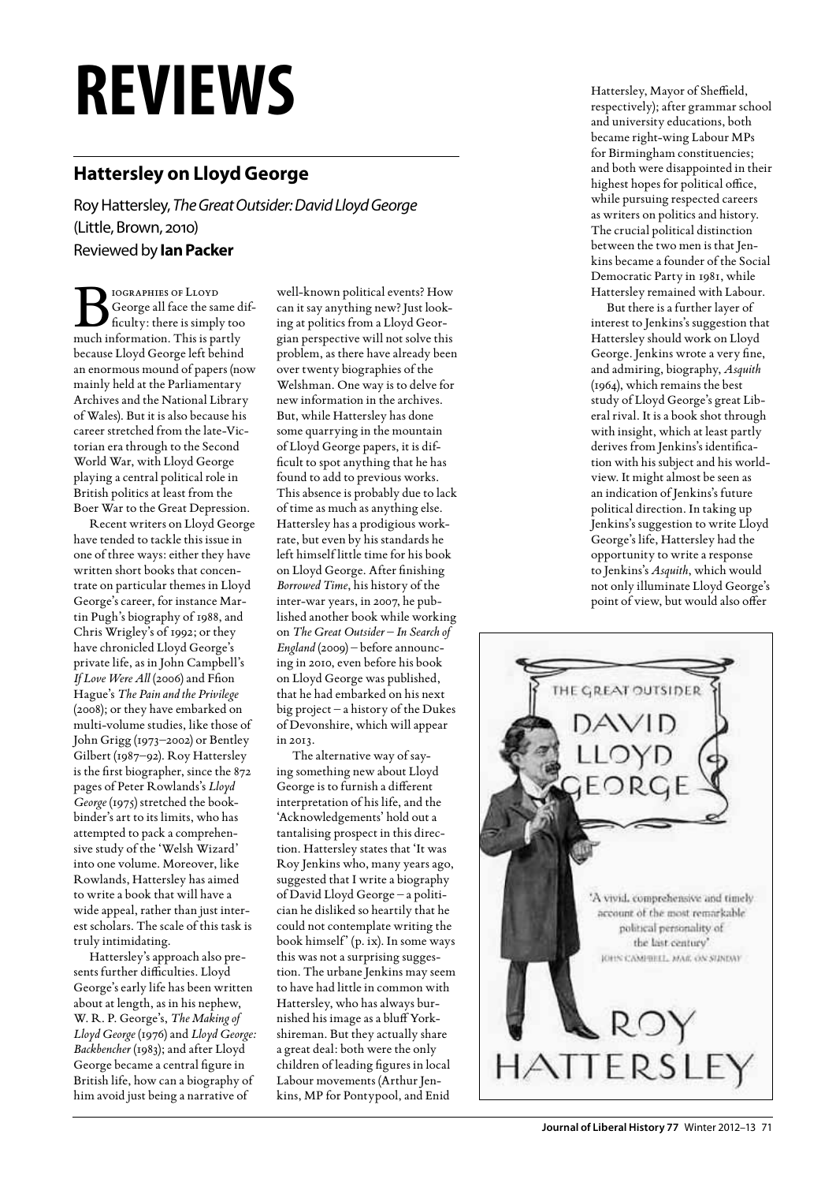# REVIEWS

## Hattersley on Lloyd George

Roy Hattersley, *The Great Outsider: David Lloyd George* (Little, Brown, 2010)
Reviewed by **Ian Packer**

Biographies of Lloyd George all face the same difficulty: there is simply too much information. This is partly because Lloyd George left behind an enormous mound of papers (now mainly held at the Parliamentary Archives and the National Library of Wales). But it is also because his career stretched from the late-Victorian era through to the Second World War, with Lloyd George playing a central political role in British politics at least from the Boer War to the Great Depression.

Recent writers on Lloyd George have tended to tackle this issue in one of three ways: either they have written short books that concentrate on particular themes in Lloyd George's career, for instance Martin Pugh's biography of 1988, and Chris Wrigley's of 1992; or they have chronicled Lloyd George's private life, as in John Campbell's *If Love Were All* (2006) and Ffion Hague's *The Pain and the Privilege* (2008); or they have embarked on multi-volume studies, like those of John Grigg (1973–2002) or Bentley Gilbert (1987–92). Roy Hattersley is the first biographer, since the 872 pages of Peter Rowlands's *Lloyd George* (1975) stretched the bookbinder's art to its limits, who has attempted to pack a comprehensive study of the 'Welsh Wizard' into one volume. Moreover, like Rowlands, Hattersley has aimed to write a book that will have a wide appeal, rather than just interest scholars. The scale of this task is truly intimidating.

Hattersley's approach also presents further difficulties. Lloyd George's early life has been written about at length, as in his nephew, W. R. P. George's, *The Making of Lloyd George* (1976) and *Lloyd George: Backbencher* (1983); and after Lloyd George became a central figure in British life, how can a biography of him avoid just being a narrative of well-known political events? How can it say anything new? Just looking at politics from a Lloyd Georgian perspective will not solve this problem, as there have already been over twenty biographies of the Welshman. One way is to delve for new information in the archives. But, while Hattersley has done some quarrying in the mountain of Lloyd George papers, it is difficult to spot anything that he has found to add to previous works. This absence is probably due to lack of time as much as anything else. Hattersley has a prodigious workrate, but even by his standards he left himself little time for his book on Lloyd George. After finishing *Borrowed Time*, his history of the inter-war years, in 2007, he published another book while working on *The Great Outsider* – *In Search of England* (2009) – before announcing in 2010, even before his book on Lloyd George was published, that he had embarked on his next big project – a history of the Dukes of Devonshire, which will appear in 2013.

The alternative way of saying something new about Lloyd George is to furnish a different interpretation of his life, and the 'Acknowledgements' hold out a tantalising prospect in this direction. Hattersley states that 'It was Roy Jenkins who, many years ago, suggested that I write a biography of David Lloyd George – a politician he disliked so heartily that he could not contemplate writing the book himself' (p. ix). In some ways this was not a surprising suggestion. The urbane Jenkins may seem to have had little in common with Hattersley, who has always burnished his image as a bluff Yorkshireman. But they actually share a great deal: both were the only children of leading figures in local Labour movements (Arthur Jenkins, MP for Pontypool, and Enid Hattersley, Mayor of Sheffield, respectively); after grammar school and university educations, both became right-wing Labour MPs for Birmingham constituencies; and both were disappointed in their highest hopes for political office, while pursuing respected careers as writers on politics and history. The crucial political distinction between the two men is that Jenkins became a founder of the Social Democratic Party in 1981, while Hattersley remained with Labour.

But there is a further layer of interest to Jenkins's suggestion that Hattersley should work on Lloyd George. Jenkins wrote a very fine, and admiring, biography, *Asquith* (1964), which remains the best study of Lloyd George's great Liberal rival. It is a book shot through with insight, which at least partly derives from Jenkins's identification with his subject and his worldview. It might almost be seen as an indication of Jenkins's future political direction. In taking up Jenkins's suggestion to write Lloyd George's life, Hattersley had the opportunity to write a response to Jenkins's *Asquith*, which would not only illuminate Lloyd George's point of view, but would also offer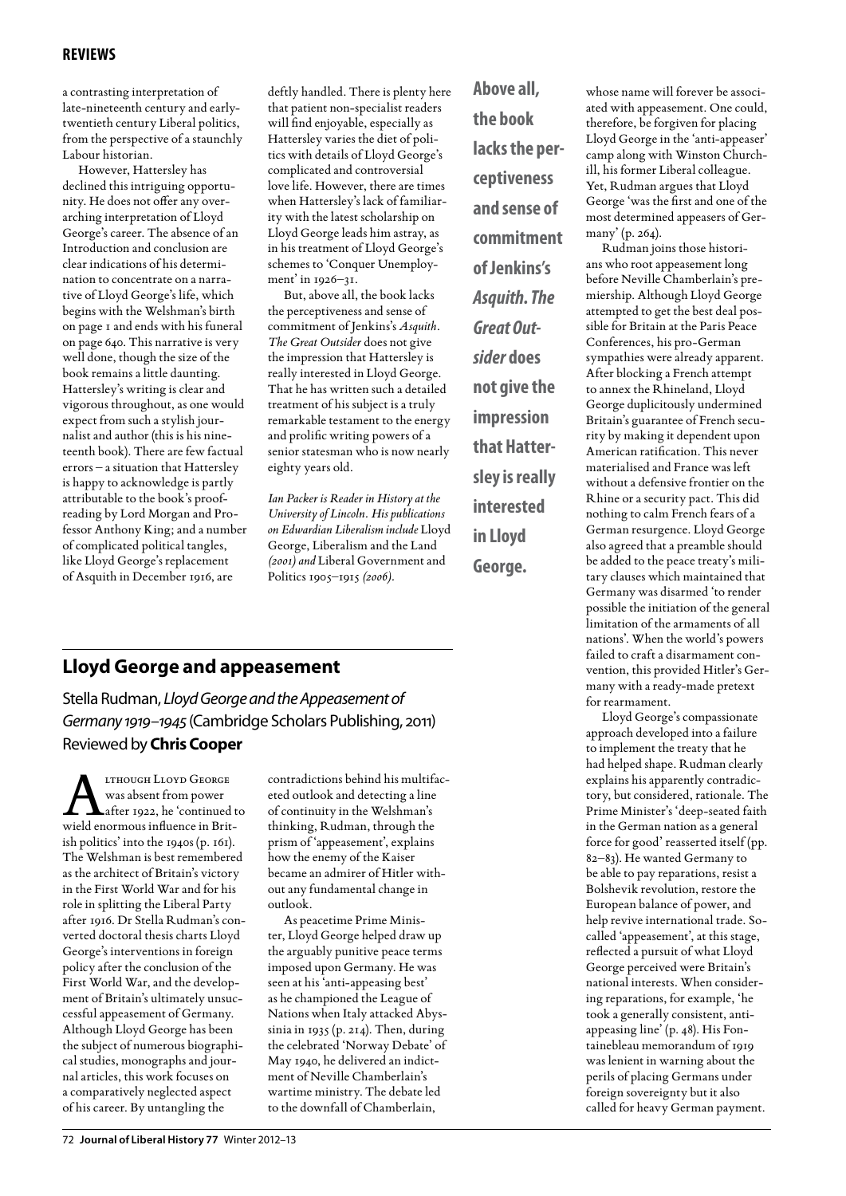a contrasting interpretation of late-nineteenth century and early-twentieth century Liberal politics, from the perspective of a staunchly Labour historian.

However, Hattersley has declined this intriguing opportunity. He does not offer any overarching interpretation of Lloyd George's career. The absence of an Introduction and conclusion are clear indications of his determination to concentrate on a narrative of Lloyd George's life, which begins with the Welshman's birth on page 1 and ends with his funeral on page 640. This narrative is very well done, though the size of the book remains a little daunting. Hattersley's writing is clear and vigorous throughout, as one would expect from such a stylish journalist and author (this is his nineteenth book). There are few factual errors – a situation that Hattersley is happy to acknowledge is partly attributable to the book's proofreading by Lord Morgan and Professor Anthony King; and a number of complicated political tangles, like Lloyd George's replacement of Asquith in December 1916, are deftly handled. There is plenty here that patient non-specialist readers will find enjoyable, especially as Hattersley varies the diet of politics with details of Lloyd George's complicated and controversial love life. However, there are times when Hattersley's lack of familiarity with the latest scholarship on Lloyd George leads him astray, as in his treatment of Lloyd George's schemes to 'Conquer Unemployment' in 1926–31.

But, above all, the book lacks the perceptiveness and sense of commitment of Jenkins's *Asquith*. *The Great Outsider* does not give the impression that Hattersley is really interested in Lloyd George. That he has written such a detailed treatment of his subject is a truly remarkable testament to the energy and prolific writing powers of a senior statesman who is now nearly eighty years old.

*Ian Packer is Reader in History at the University of Lincoln. His publications on Edwardian Liberalism include* Lloyd George, Liberalism and the Land *(2001) and* Liberal Government and Politics 1905–1915 *(2006).*

**Above all, the book lacks the perceptiveness and sense of commitment of Jenkins's *Asquith*. *The Great Outsider* does not give the impression that Hattersley is really interested in Lloyd George.**

## Lloyd George and appeasement

Stella Rudman, *Lloyd George and the Appeasement of Germany 1919–1945* (Cambridge Scholars Publishing, 2011)
Reviewed by **Chris Cooper**

Although Lloyd George was absent from power after 1922, he 'continued to wield enormous influence in British politics' into the 1940s (p. 161). The Welshman is best remembered as the architect of Britain's victory in the First World War and for his role in splitting the Liberal Party after 1916. Dr Stella Rudman's converted doctoral thesis charts Lloyd George's interventions in foreign policy after the conclusion of the First World War, and the development of Britain's ultimately unsuccessful appeasement of Germany. Although Lloyd George has been the subject of numerous biographical studies, monographs and journal articles, this work focuses on a comparatively neglected aspect of his career. By untangling the contradictions behind his multifaceted outlook and detecting a line of continuity in the Welshman's thinking, Rudman, through the prism of 'appeasement', explains how the enemy of the Kaiser became an admirer of Hitler without any fundamental change in outlook.

As peacetime Prime Minister, Lloyd George helped draw up the arguably punitive peace terms imposed upon Germany. He was seen at his 'anti-appeasing best' as he championed the League of Nations when Italy attacked Abyssinia in 1935 (p. 214). Then, during the celebrated 'Norway Debate' of May 1940, he delivered an indictment of Neville Chamberlain's wartime ministry. The debate led to the downfall of Chamberlain, whose name will forever be associated with appeasement. One could, therefore, be forgiven for placing Lloyd George in the 'anti-appeaser' camp along with Winston Churchill, his former Liberal colleague. Yet, Rudman argues that Lloyd George 'was the first and one of the most determined appeasers of Germany' (p. 264).

Rudman joins those historians who root appeasement long before Neville Chamberlain's premiership. Although Lloyd George attempted to get the best deal possible for Britain at the Paris Peace Conferences, his pro-German sympathies were already apparent. After blocking a French attempt to annex the Rhineland, Lloyd George duplicitously undermined Britain's guarantee of French security by making it dependent upon American ratification. This never materialised and France was left without a defensive frontier on the Rhine or a security pact. This did nothing to calm French fears of a German resurgence. Lloyd George also agreed that a preamble should be added to the peace treaty's military clauses which maintained that Germany was disarmed 'to render possible the initiation of the general limitation of the armaments of all nations'. When the world's powers failed to craft a disarmament convention, this provided Hitler's Germany with a ready-made pretext for rearmament.

Lloyd George's compassionate approach developed into a failure to implement the treaty that he had helped shape. Rudman clearly explains his apparently contradictory, but considered, rationale. The Prime Minister's 'deep-seated faith in the German nation as a general force for good' reasserted itself (pp. 82–83). He wanted Germany to be able to pay reparations, resist a Bolshevik revolution, restore the European balance of power, and help revive international trade. So-called 'appeasement', at this stage, reflected a pursuit of what Lloyd George perceived were Britain's national interests. When considering reparations, for example, 'he took a generally consistent, anti-appeasing line' (p. 48). His Fontainebleau memorandum of 1919 was lenient in warning about the perils of placing Germans under foreign sovereignty but it also called for heavy German payment.